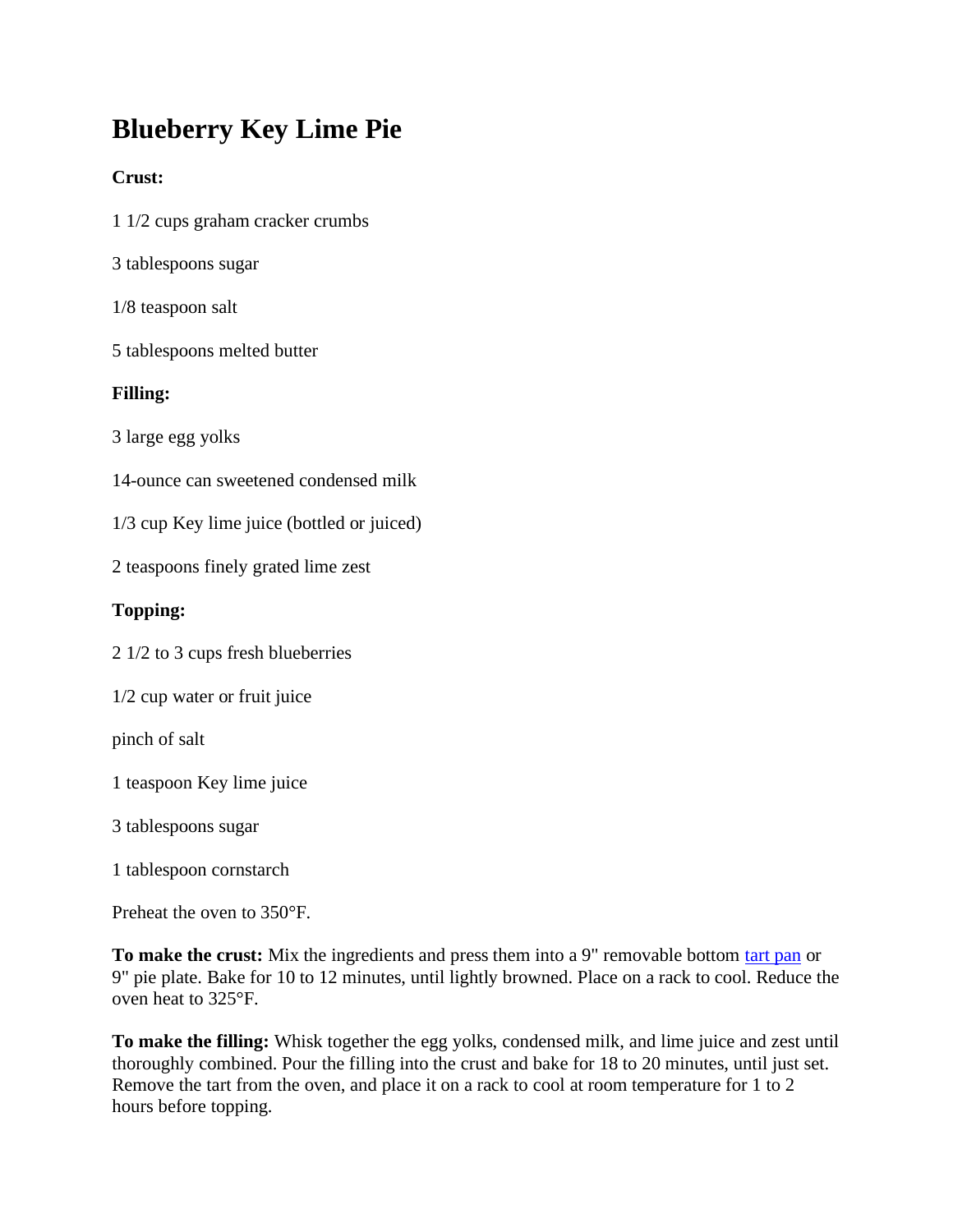# Blueberry Key Lime Pie

**Crust:**

1 1/2 cups graham cracker crumbs

3 tablespoons sugar

1/8 teaspoon salt

5 tablespoons melted butter

**Filling:**

3 large egg yolks

14-ounce can sweetened condensed milk

1/3 cup Key lime juice (bottled or juiced)

2 teaspoons finely grated lime zest

**Topping:**

2 1/2 to 3 cups fresh blueberries

1/2 cup water or fruit juice

pinch of salt

1 teaspoon Key lime juice

3 tablespoons sugar

1 tablespoon cornstarch

Preheat the oven to 350°F.

**To make the crust:** Mix the ingredients and press them into a 9" removable bottom tart pan or 9" pie plate. Bake for 10 to 12 minutes, until lightly browned. Place on a rack to cool. Reduce the oven heat to 325°F.

**To make the filling:** Whisk together the egg yolks, condensed milk, and lime juice and zest until thoroughly combined. Pour the filling into the crust and bake for 18 to 20 minutes, until just set. Remove the tart from the oven, and place it on a rack to cool at room temperature for 1 to 2 hours before topping.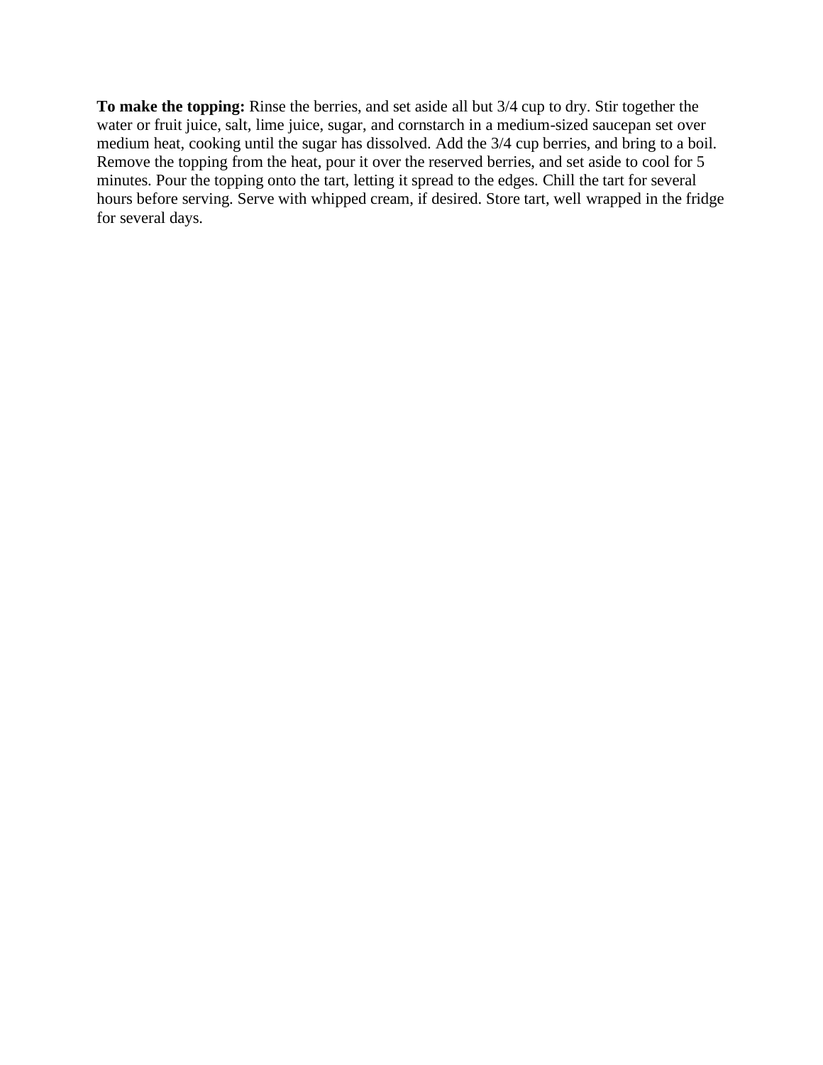**To make the topping:** Rinse the berries, and set aside all but 3/4 cup to dry. Stir together the water or fruit juice, salt, lime juice, sugar, and cornstarch in a medium-sized saucepan set over medium heat, cooking until the sugar has dissolved. Add the 3/4 cup berries, and bring to a boil. Remove the topping from the heat, pour it over the reserved berries, and set aside to cool for 5 minutes. Pour the topping onto the tart, letting it spread to the edges. Chill the tart for several hours before serving. Serve with whipped cream, if desired. Store tart, well wrapped in the fridge for several days.